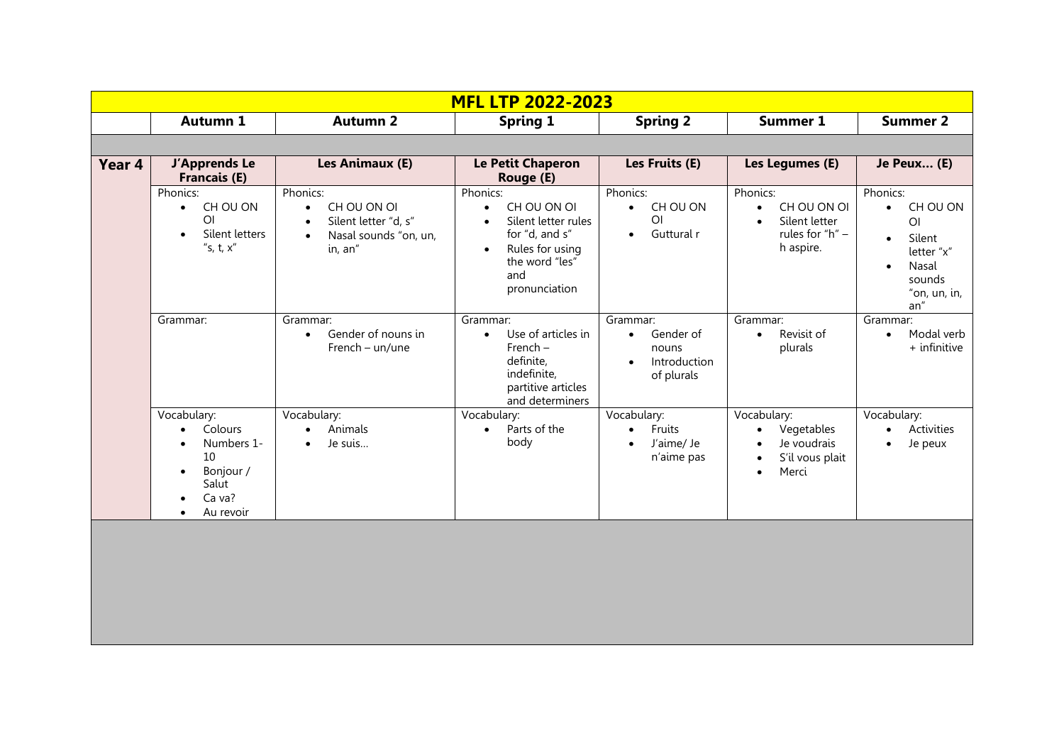# MFL LTP 2022-2023

| | Autumn 1 | Autumn 2 | Spring 1 | Spring 2 | Summer 1 | Summer 2 |
|---|---|---|---|---|---|---|
| **Year 4** | **J'Apprends Le Francais (E)** | **Les Animaux (E)** | **Le Petit Chaperon Rouge (E)** | **Les Fruits (E)** | **Les Legumes (E)** | **Je Peux… (E)** |
| | Phonics:<br>• CH OU ON OI<br>• Silent letters "s, t, x" | Phonics:<br>• CH OU ON OI<br>• Silent letter "d, s"<br>• Nasal sounds "on, un, in, an" | Phonics:<br>• CH OU ON OI<br>• Silent letter rules for "d, and s"<br>• Rules for using the word "les" and pronunciation | Phonics:<br>• CH OU ON OI<br>• Guttural r | Phonics:<br>• CH OU ON OI<br>• Silent letter rules for "h" – h aspire. | Phonics:<br>• CH OU ON OI<br>• Silent letter "x"<br>• Nasal sounds "on, un, in, an" |
| | Grammar: | Grammar:<br>• Gender of nouns in French – un/une | Grammar:<br>• Use of articles in French – definite, indefinite, partitive articles and determiners | Grammar:<br>• Gender of nouns<br>• Introduction of plurals | Grammar:<br>• Revisit of plurals | Grammar:<br>• Modal verb + infinitive |
| | Vocabulary:<br>• Colours<br>• Numbers 1-10<br>• Bonjour / Salut<br>• Ca va?<br>• Au revoir | Vocabulary:<br>• Animals<br>• Je suis… | Vocabulary:<br>• Parts of the body | Vocabulary:<br>• Fruits<br>• J'aime/ Je n'aime pas | Vocabulary:<br>• Vegetables<br>• Je voudrais<br>• S'il vous plait<br>• Merci | Vocabulary:<br>• Activities<br>• Je peux |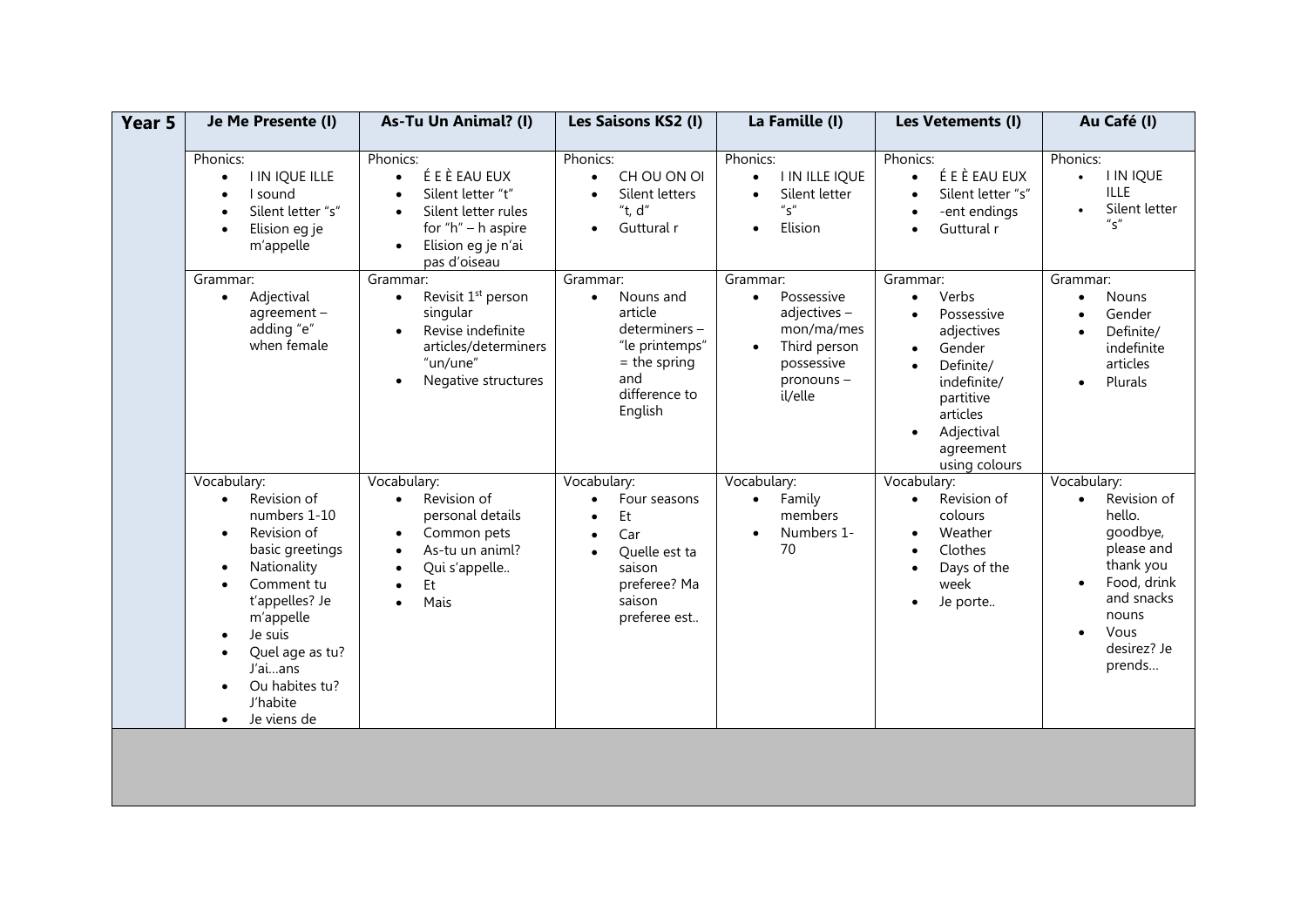| Year 5 | Je Me Presente (I) | As-Tu Un Animal? (I) | Les Saisons KS2 (I) | La Famille (I) | Les Vetements (I) | Au Café (I) |
|---|---|---|---|---|---|---|
| | Phonics:<br>• I IN IQUE ILLE<br>• I sound<br>• Silent letter "s"<br>• Elision eg je m'appelle | Phonics:<br>• É E È EAU EUX<br>• Silent letter "t"<br>• Silent letter rules for "h" – h aspire<br>• Elision eg je n'ai pas d'oiseau | Phonics:<br>• CH OU ON OI<br>• Silent letters "t, d"<br>• Guttural r | Phonics:<br>• I IN ILLE IQUE<br>• Silent letter "s"<br>• Elision | Phonics:<br>• É E È EAU EUX<br>• Silent letter "s"<br>• -ent endings<br>• Guttural r | Phonics:<br>• I IN IQUE ILLE<br>• Silent letter "s" |
| | Grammar:<br>• Adjectival agreement – adding "e" when female | Grammar:<br>• Revisit 1st person singular<br>• Revise indefinite articles/determiners "un/une"<br>• Negative structures | Grammar:<br>• Nouns and article determiners – "le printemps" = the spring and difference to English | Grammar:<br>• Possessive adjectives – mon/ma/mes<br>• Third person possessive pronouns – il/elle | Grammar:<br>• Verbs<br>• Possessive adjectives<br>• Gender<br>• Definite/ indefinite/ partitive articles<br>• Adjectival agreement using colours | Grammar:<br>• Nouns<br>• Gender<br>• Definite/ indefinite articles<br>• Plurals |
| | Vocabulary:<br>• Revision of numbers 1-10<br>• Revision of basic greetings<br>• Nationality<br>• Comment tu t'appelles? Je m'appelle<br>• Je suis<br>• Quel age as tu? J'ai…ans<br>• Ou habites tu? J'habite<br>• Je viens de | Vocabulary:<br>• Revision of personal details<br>• Common pets<br>• As-tu un animl?<br>• Qui s'appelle..<br>• Et<br>• Mais | Vocabulary:<br>• Four seasons<br>• Et<br>• Car<br>• Quelle est ta saison preferee? Ma saison preferee est.. | Vocabulary:<br>• Family members<br>• Numbers 1-70 | Vocabulary:<br>• Revision of colours<br>• Weather<br>• Clothes<br>• Days of the week<br>• Je porte.. | Vocabulary:<br>• Revision of hello. goodbye, please and thank you<br>• Food, drink and snacks nouns<br>• Vous desirez? Je prends… |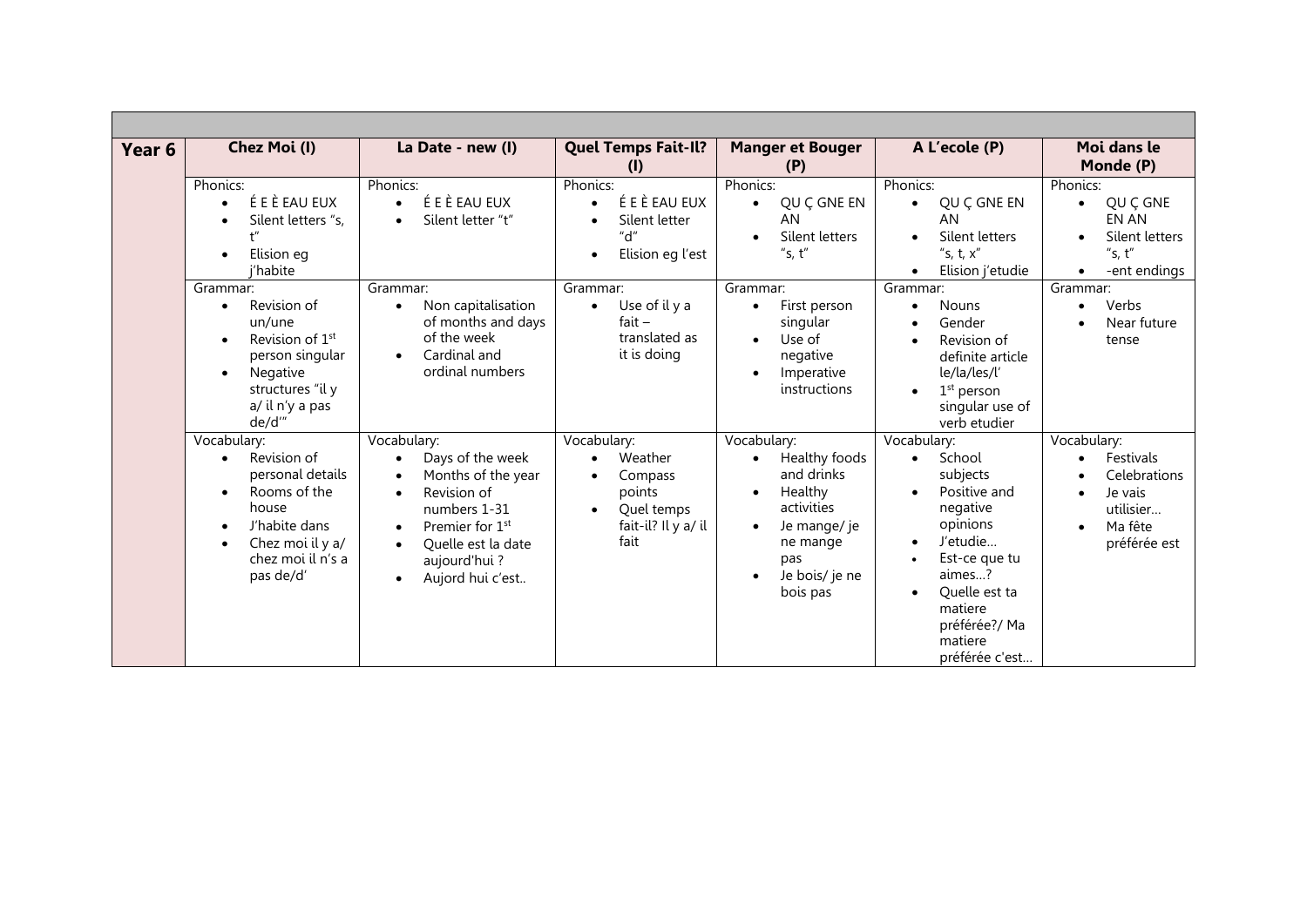| | | | | | | |
|---|---|---|---|---|---|---|
| **Year 6** | **Chez Moi (I)** | **La Date - new (I)** | **Quel Temps Fait-Il? (I)** | **Manger et Bouger (P)** | **A L'ecole (P)** | **Moi dans le Monde (P)** |
| | Phonics:<br>• É E È EAU EUX<br>• Silent letters "s, t"<br>• Elision eg j'habite | Phonics:<br>• É E È EAU EUX<br>• Silent letter "t" | Phonics:<br>• É E È EAU EUX<br>• Silent letter "d"<br>• Elision eg l'est | Phonics:<br>• QU Ç GNE EN AN<br>• Silent letters "s, t" | Phonics:<br>• QU Ç GNE EN AN<br>• Silent letters "s, t, x"<br>• Elision j'etudie | Phonics:<br>• QU Ç GNE EN AN<br>• Silent letters "s, t"<br>• -ent endings |
| | Grammar:<br>• Revision of un/une<br>• Revision of 1st person singular<br>• Negative structures "il y a/ il n'y a pas de/d'" | Grammar:<br>• Non capitalisation of months and days of the week<br>• Cardinal and ordinal numbers | Grammar:<br>• Use of il y a fait – translated as it is doing | Grammar:<br>• First person singular<br>• Use of negative<br>• Imperative instructions | Grammar:<br>• Nouns<br>• Gender<br>• Revision of definite article le/la/les/l'<br>• 1st person singular use of verb etudier | Grammar:<br>• Verbs<br>• Near future tense |
| | Vocabulary:<br>• Revision of personal details<br>• Rooms of the house<br>• J'habite dans<br>• Chez moi il y a/ chez moi il n's a pas de/d' | Vocabulary:<br>• Days of the week<br>• Months of the year<br>• Revision of numbers 1-31<br>• Premier for 1st<br>• Quelle est la date aujourd'hui ?<br>• Aujord hui c'est.. | Vocabulary:<br>• Weather<br>• Compass points<br>• Quel temps fait-il? Il y a/ il fait | Vocabulary:<br>• Healthy foods and drinks<br>• Healthy activities<br>• Je mange/ je ne mange pas<br>• Je bois/ je ne bois pas | Vocabulary:<br>• School subjects<br>• Positive and negative opinions<br>• J'etudie…<br>• Est-ce que tu aimes…?<br>• Quelle est ta matiere préférée?/ Ma matiere préférée c'est… | Vocabulary:<br>• Festivals<br>• Celebrations<br>• Je vais utilisier…<br>• Ma fête préférée est |